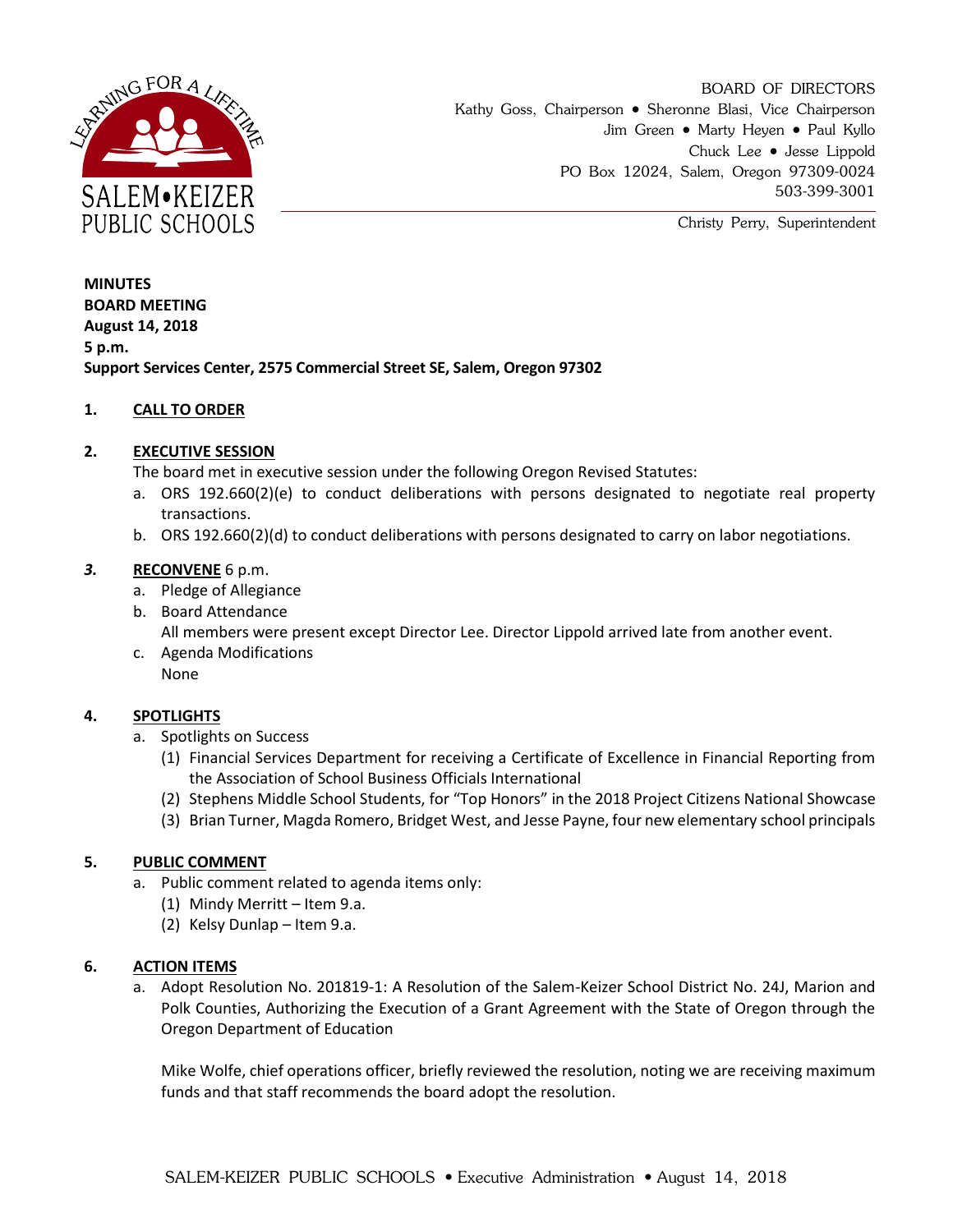SALEM•KEIZER PUBLIC SCHOOLS

LEARNING FOR A LIFETIME

BOARD OF DIRECTORS
Kathy Goss, Chairperson • Sheronne Blasi, Vice Chairperson
Jim Green • Marty Heyen • Paul Kyllo
Chuck Lee • Jesse Lippold
PO Box 12024, Salem, Oregon 97309-0024
503-399-3001

Christy Perry, Superintendent

**MINUTES**
**BOARD MEETING**
**August 14, 2018**
**5 p.m.**
**Support Services Center, 2575 Commercial Street SE, Salem, Oregon 97302**

**1. CALL TO ORDER**

**2. EXECUTIVE SESSION**

The board met in executive session under the following Oregon Revised Statutes:

a. ORS 192.660(2)(e) to conduct deliberations with persons designated to negotiate real property transactions.
b. ORS 192.660(2)(d) to conduct deliberations with persons designated to carry on labor negotiations.

***3.* RECONVENE** 6 p.m.

a. Pledge of Allegiance
b. Board Attendance
   All members were present except Director Lee. Director Lippold arrived late from another event.
c. Agenda Modifications
   None

**4. SPOTLIGHTS**

a. Spotlights on Success
   (1) Financial Services Department for receiving a Certificate of Excellence in Financial Reporting from the Association of School Business Officials International
   (2) Stephens Middle School Students, for "Top Honors" in the 2018 Project Citizens National Showcase
   (3) Brian Turner, Magda Romero, Bridget West, and Jesse Payne, four new elementary school principals

**5. PUBLIC COMMENT**

a. Public comment related to agenda items only:
   (1) Mindy Merritt – Item 9.a.
   (2) Kelsy Dunlap – Item 9.a.

**6. ACTION ITEMS**

a. Adopt Resolution No. 201819-1: A Resolution of the Salem-Keizer School District No. 24J, Marion and Polk Counties, Authorizing the Execution of a Grant Agreement with the State of Oregon through the Oregon Department of Education

   Mike Wolfe, chief operations officer, briefly reviewed the resolution, noting we are receiving maximum funds and that staff recommends the board adopt the resolution.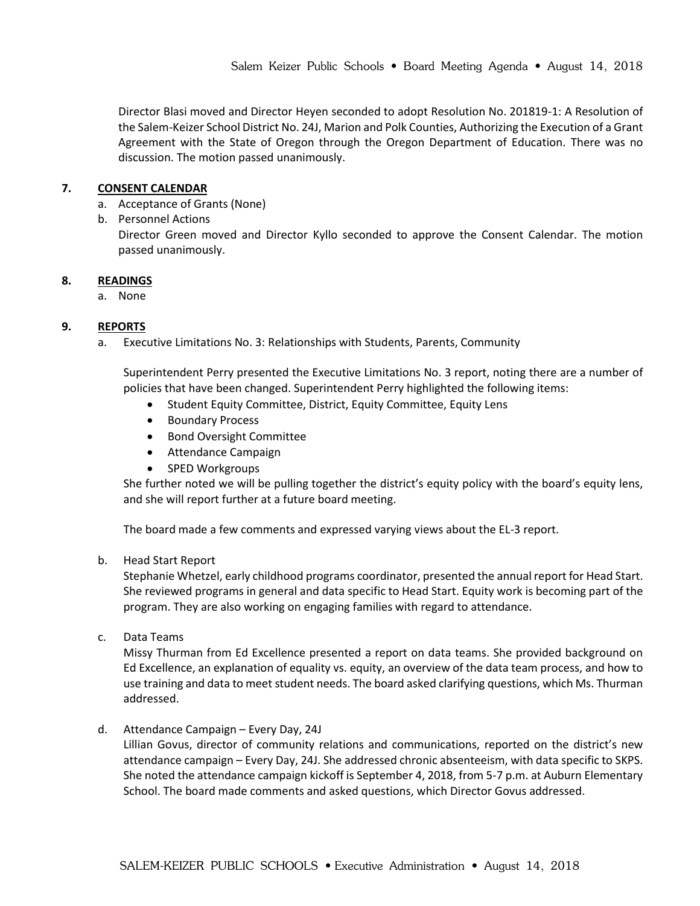Director Blasi moved and Director Heyen seconded to adopt Resolution No. 201819-1: A Resolution of the Salem-Keizer School District No. 24J, Marion and Polk Counties, Authorizing the Execution of a Grant Agreement with the State of Oregon through the Oregon Department of Education. There was no discussion. The motion passed unanimously.

## 7. CONSENT CALENDAR

a. Acceptance of Grants (None)

b. Personnel Actions

Director Green moved and Director Kyllo seconded to approve the Consent Calendar. The motion passed unanimously.

## 8. READINGS

a. None

## 9. REPORTS

a. Executive Limitations No. 3: Relationships with Students, Parents, Community

Superintendent Perry presented the Executive Limitations No. 3 report, noting there are a number of policies that have been changed. Superintendent Perry highlighted the following items:

- Student Equity Committee, District, Equity Committee, Equity Lens
- Boundary Process
- Bond Oversight Committee
- Attendance Campaign
- SPED Workgroups

She further noted we will be pulling together the district's equity policy with the board's equity lens, and she will report further at a future board meeting.

The board made a few comments and expressed varying views about the EL-3 report.

b. Head Start Report

Stephanie Whetzel, early childhood programs coordinator, presented the annual report for Head Start. She reviewed programs in general and data specific to Head Start. Equity work is becoming part of the program. They are also working on engaging families with regard to attendance.

c. Data Teams

Missy Thurman from Ed Excellence presented a report on data teams. She provided background on Ed Excellence, an explanation of equality vs. equity, an overview of the data team process, and how to use training and data to meet student needs. The board asked clarifying questions, which Ms. Thurman addressed.

d. Attendance Campaign – Every Day, 24J

Lillian Govus, director of community relations and communications, reported on the district's new attendance campaign – Every Day, 24J. She addressed chronic absenteeism, with data specific to SKPS. She noted the attendance campaign kickoff is September 4, 2018, from 5-7 p.m. at Auburn Elementary School. The board made comments and asked questions, which Director Govus addressed.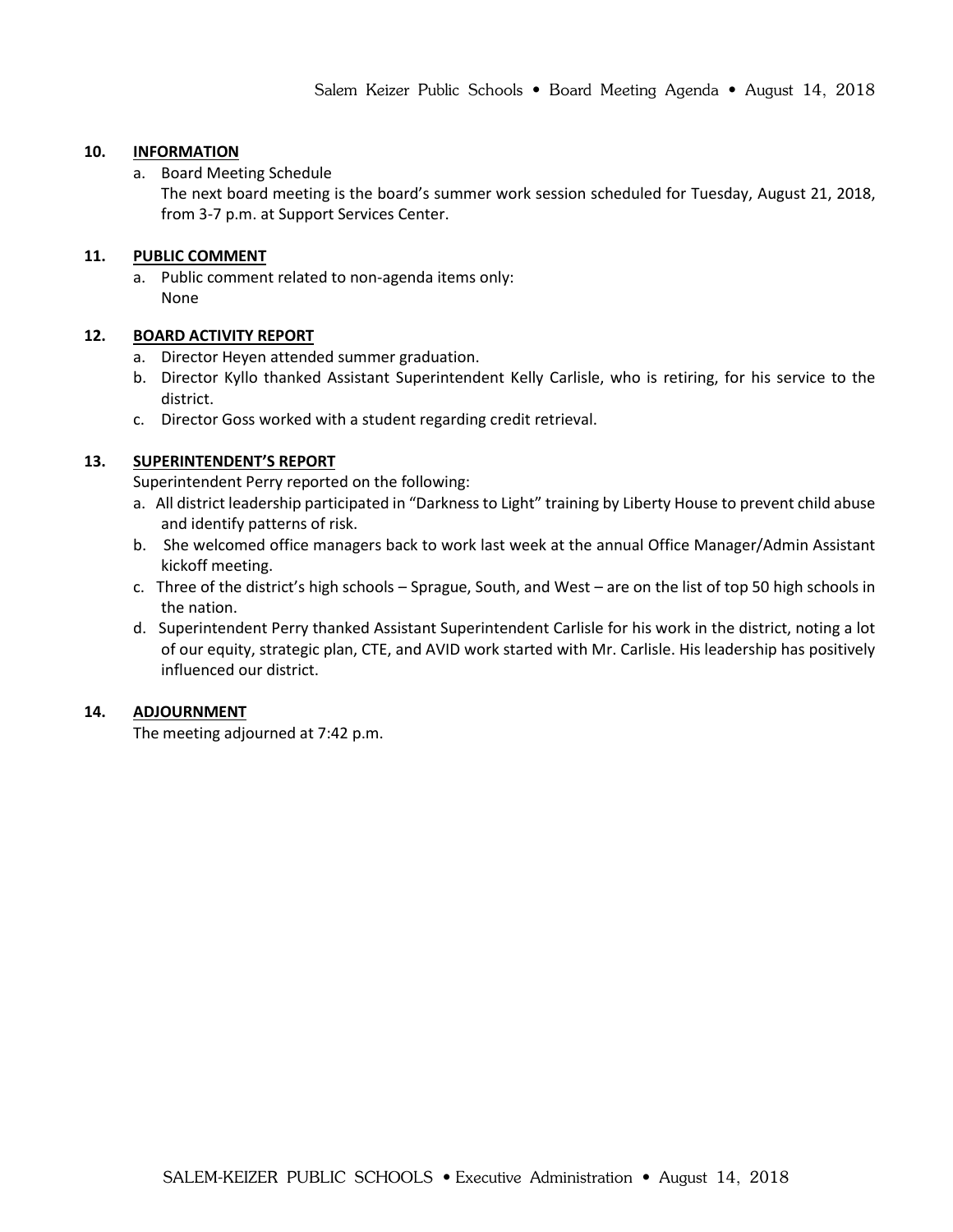**10. INFORMATION**

a. Board Meeting Schedule
The next board meeting is the board's summer work session scheduled for Tuesday, August 21, 2018, from 3-7 p.m. at Support Services Center.

**11. PUBLIC COMMENT**

a. Public comment related to non-agenda items only:
None

**12. BOARD ACTIVITY REPORT**

a. Director Heyen attended summer graduation.
b. Director Kyllo thanked Assistant Superintendent Kelly Carlisle, who is retiring, for his service to the district.
c. Director Goss worked with a student regarding credit retrieval.

**13. SUPERINTENDENT'S REPORT**

Superintendent Perry reported on the following:

a. All district leadership participated in "Darkness to Light" training by Liberty House to prevent child abuse and identify patterns of risk.
b. She welcomed office managers back to work last week at the annual Office Manager/Admin Assistant kickoff meeting.
c. Three of the district's high schools – Sprague, South, and West – are on the list of top 50 high schools in the nation.
d. Superintendent Perry thanked Assistant Superintendent Carlisle for his work in the district, noting a lot of our equity, strategic plan, CTE, and AVID work started with Mr. Carlisle. His leadership has positively influenced our district.

**14. ADJOURNMENT**

The meeting adjourned at 7:42 p.m.